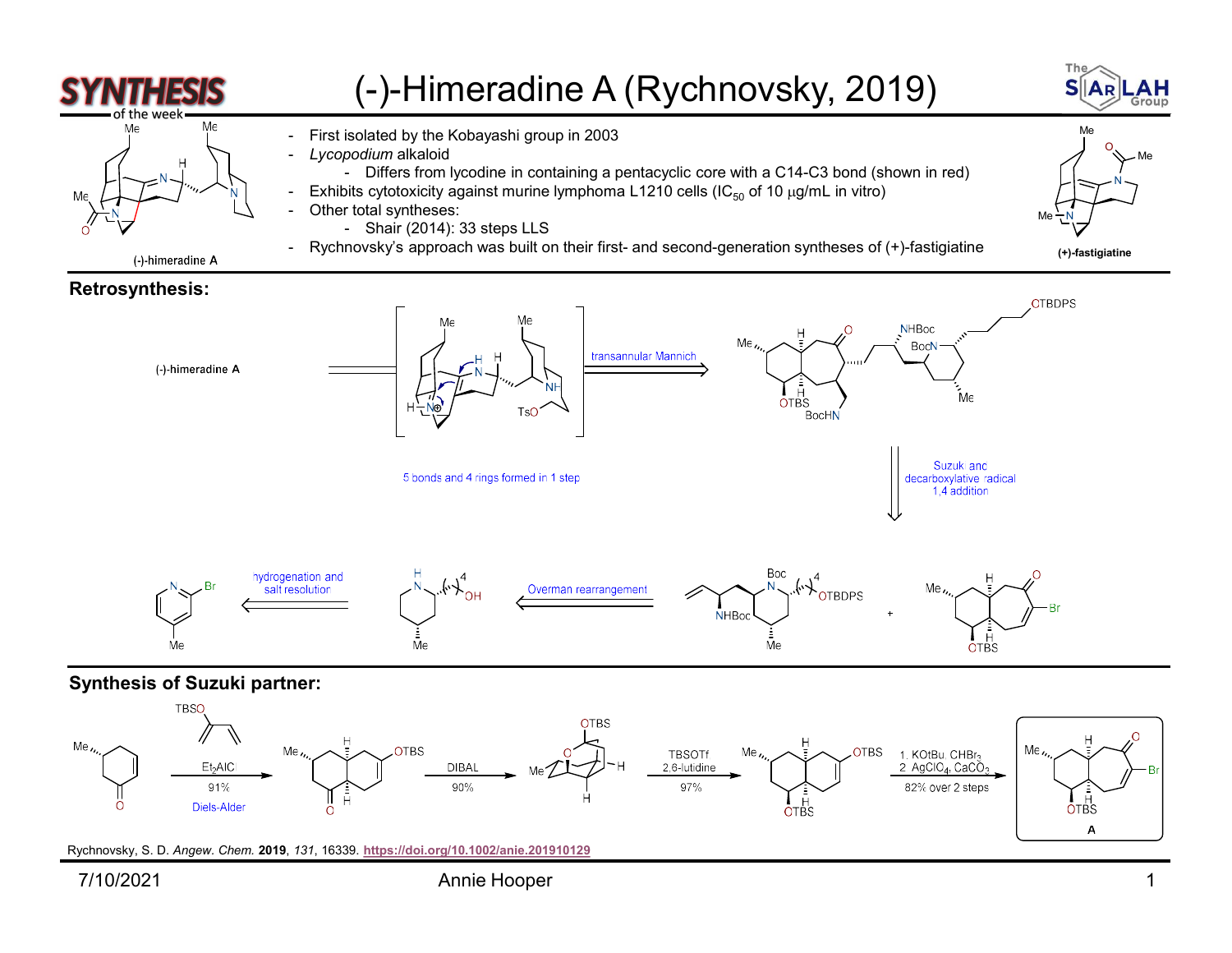# (-)-Himeradine A (Rychnovsky, 2019)

(-)-himeradine A

- First isolated by the Kobayashi group in 2003
- *Lycopodium* alkaloid
  - Differs from lycodine in containing a pentacyclic core with a C14-C3 bond (shown in red)
- Exhibits cytotoxicity against murine lymphoma L1210 cells ($IC_{50}$ of 10 μg/mL in vitro)
- Other total syntheses:
  - Shair (2014): 33 steps LLS
- Rychnovsky's approach was built on their first- and second-generation syntheses of (+)-fastigiatine

(+)-fastigiatine

## Retrosynthesis:

(-)-himeradine A ⟹ transannular Mannich

5 bonds and 4 rings formed in 1 step

Suzuki and decarboxylative radical 1,4 addition

hydrogenation and salt resolution

Overman rearrangement

## Synthesis of Suzuki partner:

Et$_2$AlCl, 91%, Diels-Alder → DIBAL, 90% → TBSOTf, 2,6-lutidine, 97% → 1. KOtBu, $CHBr_3$; 2. $AgClO_4$, $CaCO_3$, 82% over 2 steps → **A**

Rychnovsky, S. D. *Angew. Chem.* **2019**, *131*, 16339. https://doi.org/10.1002/anie.201910129

7/10/2021 Annie Hooper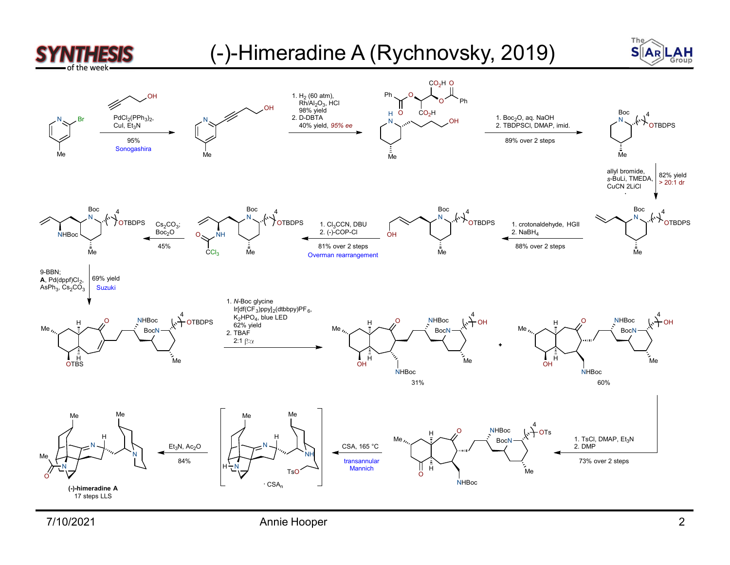# (-)-Himeradine A (Rychnovsky, 2019)

PdCl$_2$(PPh$_3$)$_2$, CuI, Et$_3$N

95%

Sonogashira

1. H$_2$ (60 atm), Rh/Al$_2$O$_3$, HCl
98% yield
2. D-DBTA
40% yield, *95% ee*

1. Boc$_2$O, aq. NaOH
2. TBDPSCl, DMAP, imid.

89% over 2 steps

allyl bromide, *s*-BuLi, TMEDA, CuCN 2LiCl

82% yield
> 20:1 dr

1. crotonaldehyde, HGII
2. NaBH$_4$

88% over 2 steps

1. Cl$_3$CCN, DBU
2. (-)-COP-Cl

81% over 2 steps

Overman rearrangement

Cs$_2$CO$_3$; Boc$_2$O

45%

9-BBN; **A**, Pd(dppf)Cl$_2$, AsPh$_3$, Cs$_2$CO$_3$

69% yield

Suzuki

1. *N*-Boc glycine
Ir[df(CF$_3$)ppy]$_2$(dtbbpy)PF$_6$, K$_2$HPO$_4$, blue LED
62% yield
2. TBAF
2:1 β:α

31%

60%

1. TsCl, DMAP, Et$_3$N
2. DMP

73% over 2 steps

CSA, 165 °C

transannular Mannich

· CSA$_n$

Et$_3$N, Ac$_2$O

84%

**(-)-himeradine A**
17 steps LLS

7/10/2021

Annie Hooper